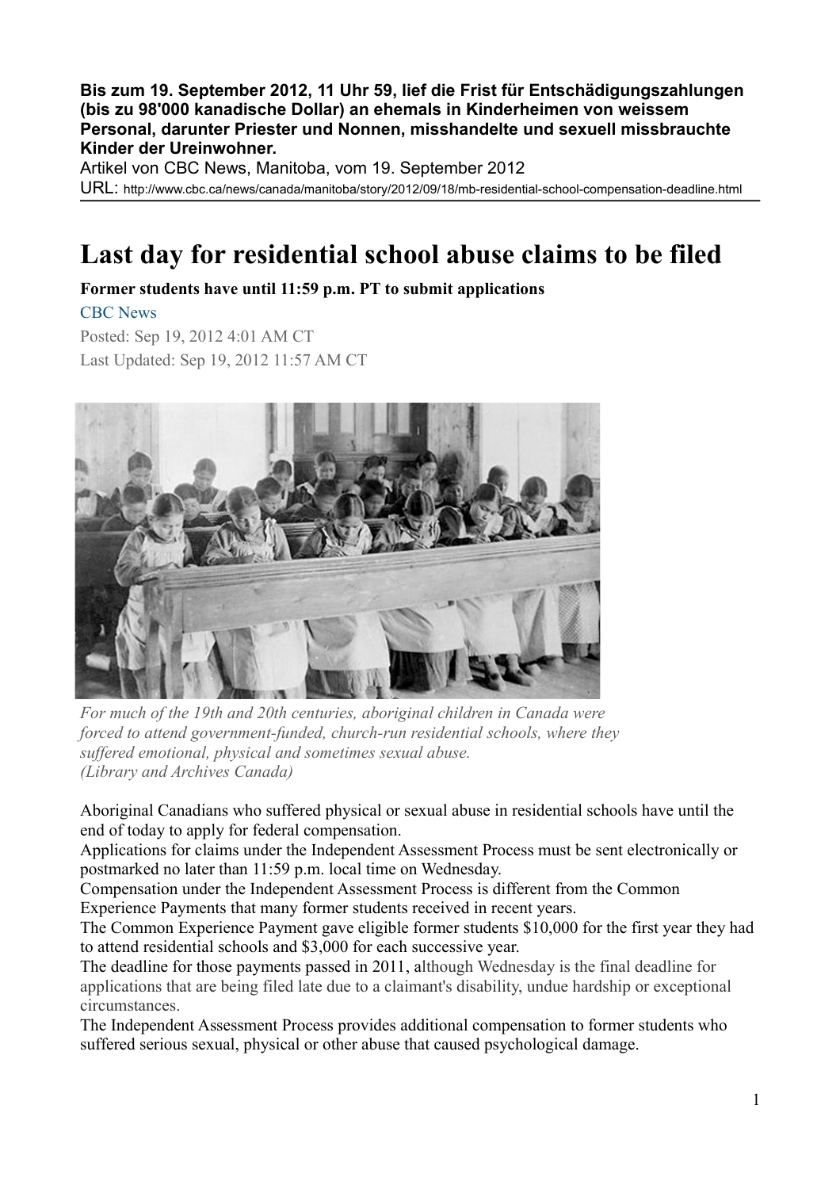**Bis zum 19. September 2012, 11 Uhr 59, lief die Frist für Entschädigungszahlungen (bis zu 98'000 kanadische Dollar) an ehemals in Kinderheimen von weissem Personal, darunter Priester und Nonnen, misshandelte und sexuell missbrauchte Kinder der Ureinwohner.**

Artikel von CBC News, Manitoba, vom 19. September 2012

URL: http://www.cbc.ca/news/canada/manitoba/story/2012/09/18/mb-residential-school-compensation-deadline.html

---

# Last day for residential school abuse claims to be filed

**Former students have until 11:59 p.m. PT to submit applications**

CBC News

Posted: Sep 19, 2012 4:01 AM CT

Last Updated: Sep 19, 2012 11:57 AM CT

*For much of the 19th and 20th centuries, aboriginal children in Canada were forced to attend government-funded, church-run residential schools, where they suffered emotional, physical and sometimes sexual abuse. (Library and Archives Canada)*

Aboriginal Canadians who suffered physical or sexual abuse in residential schools have until the end of today to apply for federal compensation.

Applications for claims under the Independent Assessment Process must be sent electronically or postmarked no later than 11:59 p.m. local time on Wednesday.

Compensation under the Independent Assessment Process is different from the Common Experience Payments that many former students received in recent years.

The Common Experience Payment gave eligible former students $10,000 for the first year they had to attend residential schools and $3,000 for each successive year.

The deadline for those payments passed in 2011, although Wednesday is the final deadline for applications that are being filed late due to a claimant's disability, undue hardship or exceptional circumstances.

The Independent Assessment Process provides additional compensation to former students who suffered serious sexual, physical or other abuse that caused psychological damage.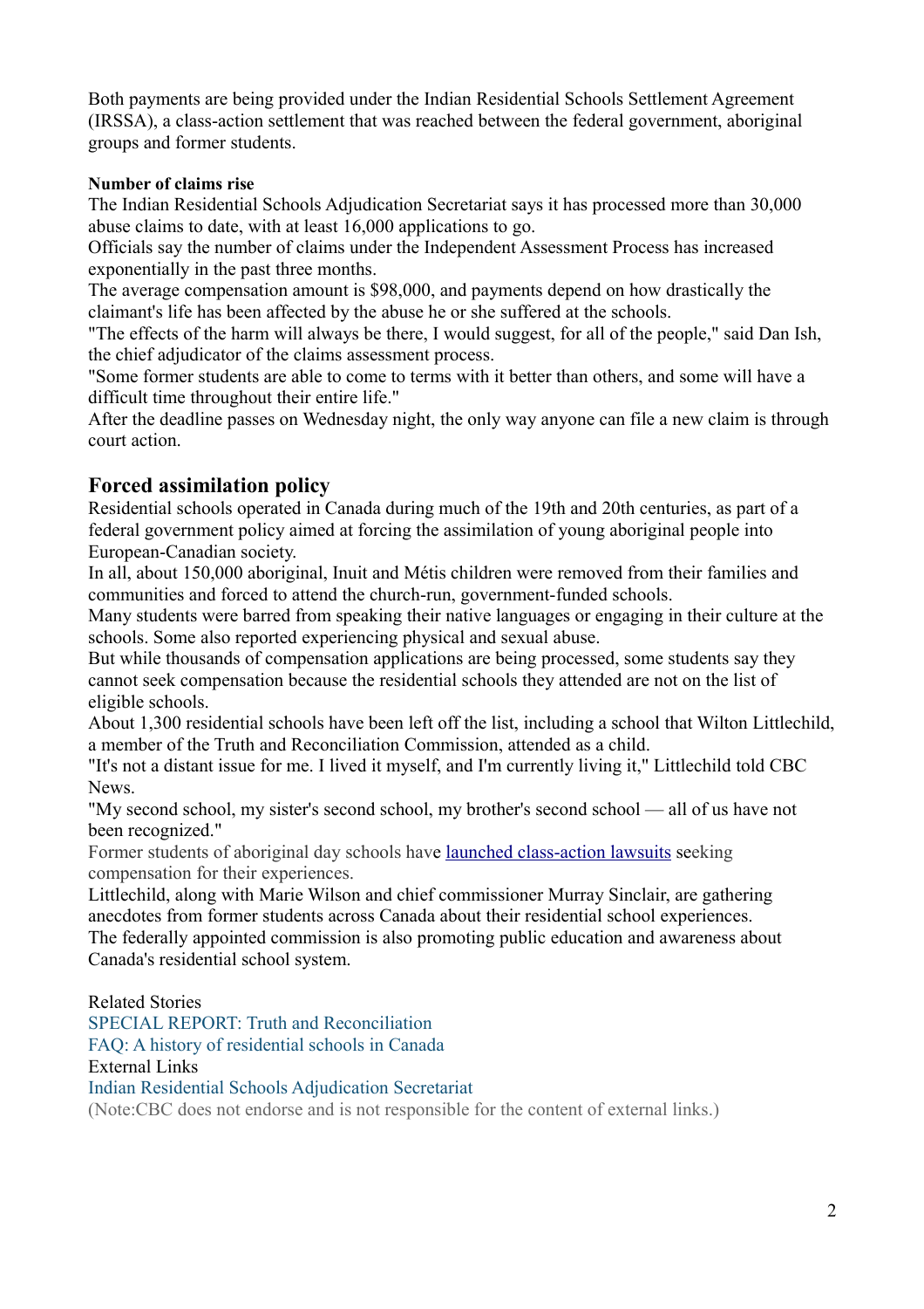Both payments are being provided under the Indian Residential Schools Settlement Agreement (IRSSA), a class-action settlement that was reached between the federal government, aboriginal groups and former students.

**Number of claims rise**

The Indian Residential Schools Adjudication Secretariat says it has processed more than 30,000 abuse claims to date, with at least 16,000 applications to go.

Officials say the number of claims under the Independent Assessment Process has increased exponentially in the past three months.

The average compensation amount is $98,000, and payments depend on how drastically the claimant's life has been affected by the abuse he or she suffered at the schools.

"The effects of the harm will always be there, I would suggest, for all of the people," said Dan Ish, the chief adjudicator of the claims assessment process.

"Some former students are able to come to terms with it better than others, and some will have a difficult time throughout their entire life."

After the deadline passes on Wednesday night, the only way anyone can file a new claim is through court action.

## Forced assimilation policy

Residential schools operated in Canada during much of the 19th and 20th centuries, as part of a federal government policy aimed at forcing the assimilation of young aboriginal people into European-Canadian society.

In all, about 150,000 aboriginal, Inuit and Métis children were removed from their families and communities and forced to attend the church-run, government-funded schools.

Many students were barred from speaking their native languages or engaging in their culture at the schools. Some also reported experiencing physical and sexual abuse.

But while thousands of compensation applications are being processed, some students say they cannot seek compensation because the residential schools they attended are not on the list of eligible schools.

About 1,300 residential schools have been left off the list, including a school that Wilton Littlechild, a member of the Truth and Reconciliation Commission, attended as a child.

"It's not a distant issue for me. I lived it myself, and I'm currently living it," Littlechild told CBC News.

"My second school, my sister's second school, my brother's second school — all of us have not been recognized."

Former students of aboriginal day schools have launched class-action lawsuits seeking compensation for their experiences.

Littlechild, along with Marie Wilson and chief commissioner Murray Sinclair, are gathering anecdotes from former students across Canada about their residential school experiences.

The federally appointed commission is also promoting public education and awareness about Canada's residential school system.

Related Stories

SPECIAL REPORT: Truth and Reconciliation

FAQ: A history of residential schools in Canada

External Links

Indian Residential Schools Adjudication Secretariat

(Note:CBC does not endorse and is not responsible for the content of external links.)